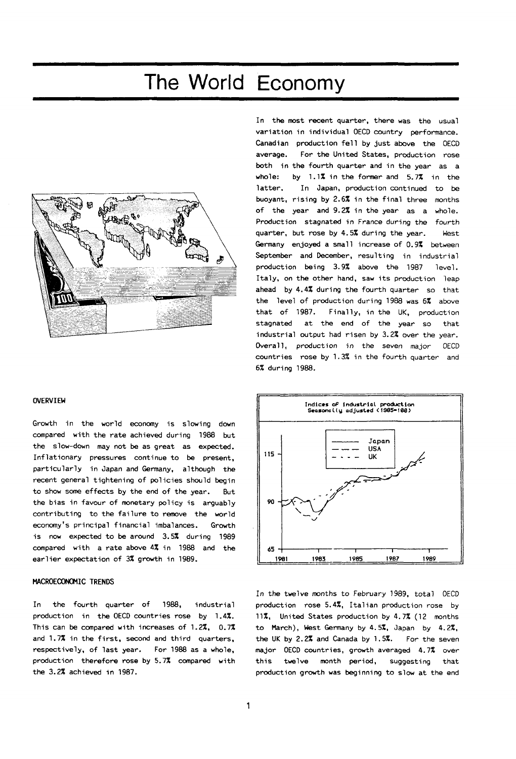# The World Economy

## OVERVIEW

Growth in the world economy is slowing down compared with the rate achieved during 1988 but the slow-down may not be as great as expected. Inflationary pressures continue to be present, particularly in Japan and Germany, although the recent general tightening of policies should begin to show some effects by the end of the year. But the bias in favour of monetary policy is arguably contributing to the failure to remove the world economy's principal financial imbalances. Growth is now expected to be around 3.5% during 1989 compared with a rate above 4% in 1988 and the earlier expectation of 3% growth in 1989.

## MACROECONOMIC TRENDS

In the fourth quarter of 1988, industrial production in the OECD countries rose by 1.4%. This can be compared with increases of 1.2%, 0.7% and 1.7% in the first, second and third quarters, respectively, of last year. For 1988 as a whole, production therefore rose by 5.7% compared with the 3.2% achieved in 1987.

In the most recent quarter, there was the usual variation in individual OECD country performance. Canadian production fell by just above the OECD average. For the United States, production rose both in the fourth quarter and in the year as a whole: by 1.1% in the former and 5.7% in the latter. In Japan, production continued to be buoyant, rising by 2.6% in the final three months of the year and 9.2% in the year as a whole. Production stagnated in France during the fourth quarter, but rose by 4.5% during the year. West Germany enjoyed a small increase of 0.9% between September and December, resulting in industrial production being 3.9% above the 1987 level. Italy, on the other hand, saw its production leap ahead by 4.4% during the fourth quarter so that the level of production during 1988 was 6% above that of 1987. Finally, in the UK, production stagnated at the end of the year so that industrial output had risen by 3.2% over the year. Overall, production in the seven major OECD countries rose by 1.3% in the fourth quarter and 6% during 1988.

Indices of industrial production
Seasonally adjusted (1985=100)

In the twelve months to February 1989, total OECD production rose 5.4%, Italian production rose by 11%, United States production by 4.7% (12 months to March), West Germany by 4.5%, Japan by 4.2%, the UK by 2.2% and Canada by 1.5%. For the seven major OECD countries, growth averaged 4.7% over this twelve month period, suggesting that production growth was beginning to slow at the end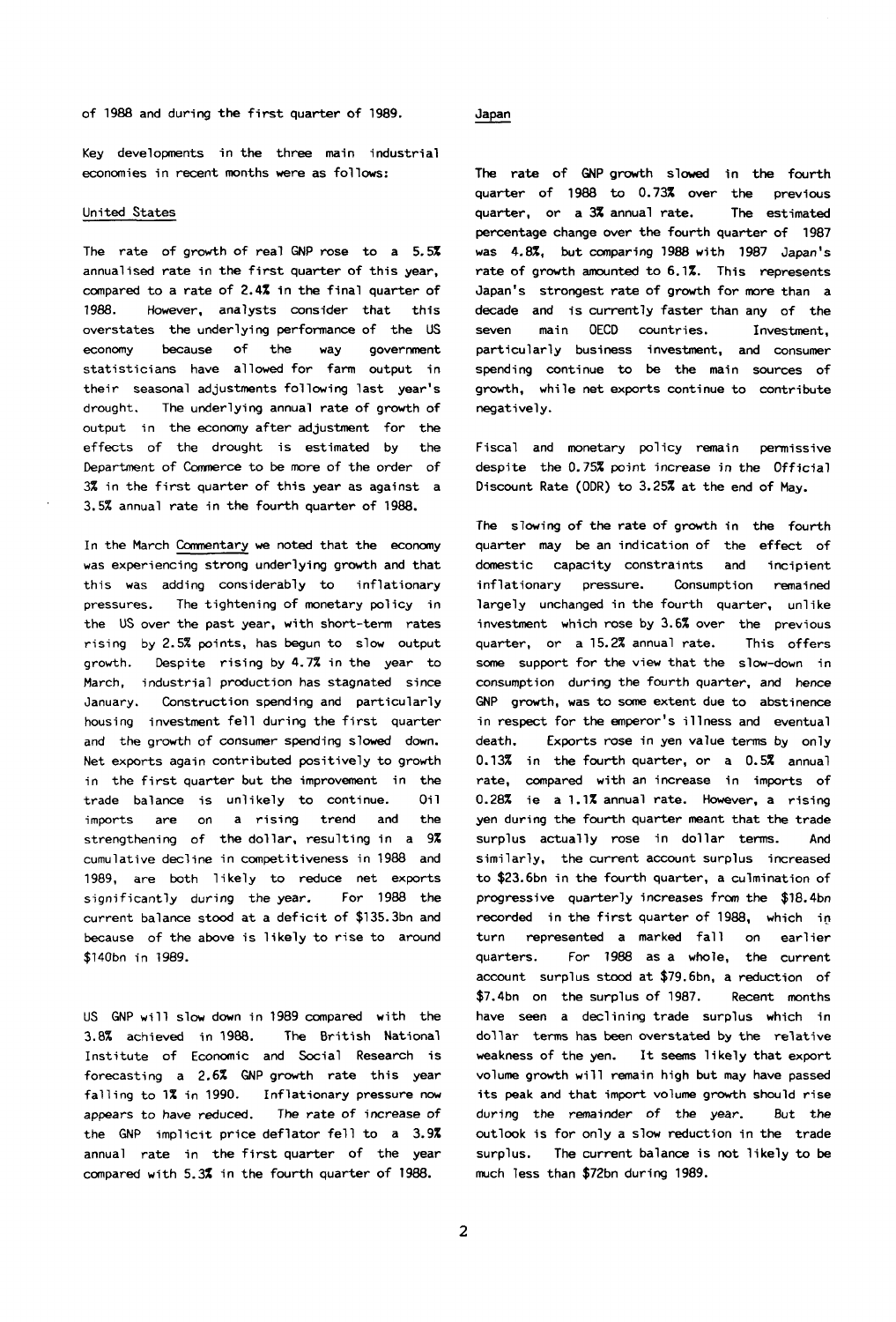of 1988 and during the first quarter of 1989.

Key developments in the three main industrial economies in recent months were as follows:

## United States

The rate of growth of real GNP rose to a 5.5% annualised rate in the first quarter of this year, compared to a rate of 2.4% in the final quarter of 1988. However, analysts consider that this overstates the underlying performance of the US economy because of the way government statisticians have allowed for farm output in their seasonal adjustments following last year's drought. The underlying annual rate of growth of output in the economy after adjustment for the effects of the drought is estimated by the Department of Commerce to be more of the order of 3% in the first quarter of this year as against a 3.5% annual rate in the fourth quarter of 1988.

In the March *Commentary* we noted that the economy was experiencing strong underlying growth and that this was adding considerably to inflationary pressures. The tightening of monetary policy in the US over the past year, with short-term rates rising by 2.5% points, has begun to slow output growth. Despite rising by 4.7% in the year to March, industrial production has stagnated since January. Construction spending and particularly housing investment fell during the first quarter and the growth of consumer spending slowed down. Net exports again contributed positively to growth in the first quarter but the improvement in the trade balance is unlikely to continue. Oil imports are on a rising trend and the strengthening of the dollar, resulting in a 9% cumulative decline in competitiveness in 1988 and 1989, are both likely to reduce net exports significantly during the year. For 1988 the current balance stood at a deficit of $135.3bn and because of the above is likely to rise to around $140bn in 1989.

US GNP will slow down in 1989 compared with the 3.8% achieved in 1988. The British National Institute of Economic and Social Research is forecasting a 2.6% GNP growth rate this year falling to 1% in 1990. Inflationary pressure now appears to have reduced. The rate of increase of the GNP implicit price deflator fell to a 3.9% annual rate in the first quarter of the year compared with 5.3% in the fourth quarter of 1988.

## Japan

The rate of GNP growth slowed in the fourth quarter of 1988 to 0.73% over the previous quarter, or a 3% annual rate. The estimated percentage change over the fourth quarter of 1987 was 4.8%, but comparing 1988 with 1987 Japan's rate of growth amounted to 6.1%. This represents Japan's strongest rate of growth for more than a decade and is currently faster than any of the seven main OECD countries. Investment, particularly business investment, and consumer spending continue to be the main sources of growth, while net exports continue to contribute negatively.

Fiscal and monetary policy remain permissive despite the 0.75% point increase in the Official Discount Rate (ODR) to 3.25% at the end of May.

The slowing of the rate of growth in the fourth quarter may be an indication of the effect of domestic capacity constraints and incipient inflationary pressure. Consumption remained largely unchanged in the fourth quarter, unlike investment which rose by 3.6% over the previous quarter, or a 15.2% annual rate. This offers some support for the view that the slow-down in consumption during the fourth quarter, and hence GNP growth, was to some extent due to abstinence in respect for the emperor's illness and eventual death. Exports rose in yen value terms by only 0.13% in the fourth quarter, or a 0.5% annual rate, compared with an increase in imports of 0.28% ie a 1.1% annual rate. However, a rising yen during the fourth quarter meant that the trade surplus actually rose in dollar terms. And similarly, the current account surplus increased to $23.6bn in the fourth quarter, a culmination of progressive quarterly increases from the $18.4bn recorded in the first quarter of 1988, which in turn represented a marked fall on earlier quarters. For 1988 as a whole, the current account surplus stood at $79.6bn, a reduction of $7.4bn on the surplus of 1987. Recent months have seen a declining trade surplus which in dollar terms has been overstated by the relative weakness of the yen. It seems likely that export volume growth will remain high but may have passed its peak and that import volume growth should rise during the remainder of the year. But the outlook is for only a slow reduction in the trade surplus. The current balance is not likely to be much less than $72bn during 1989.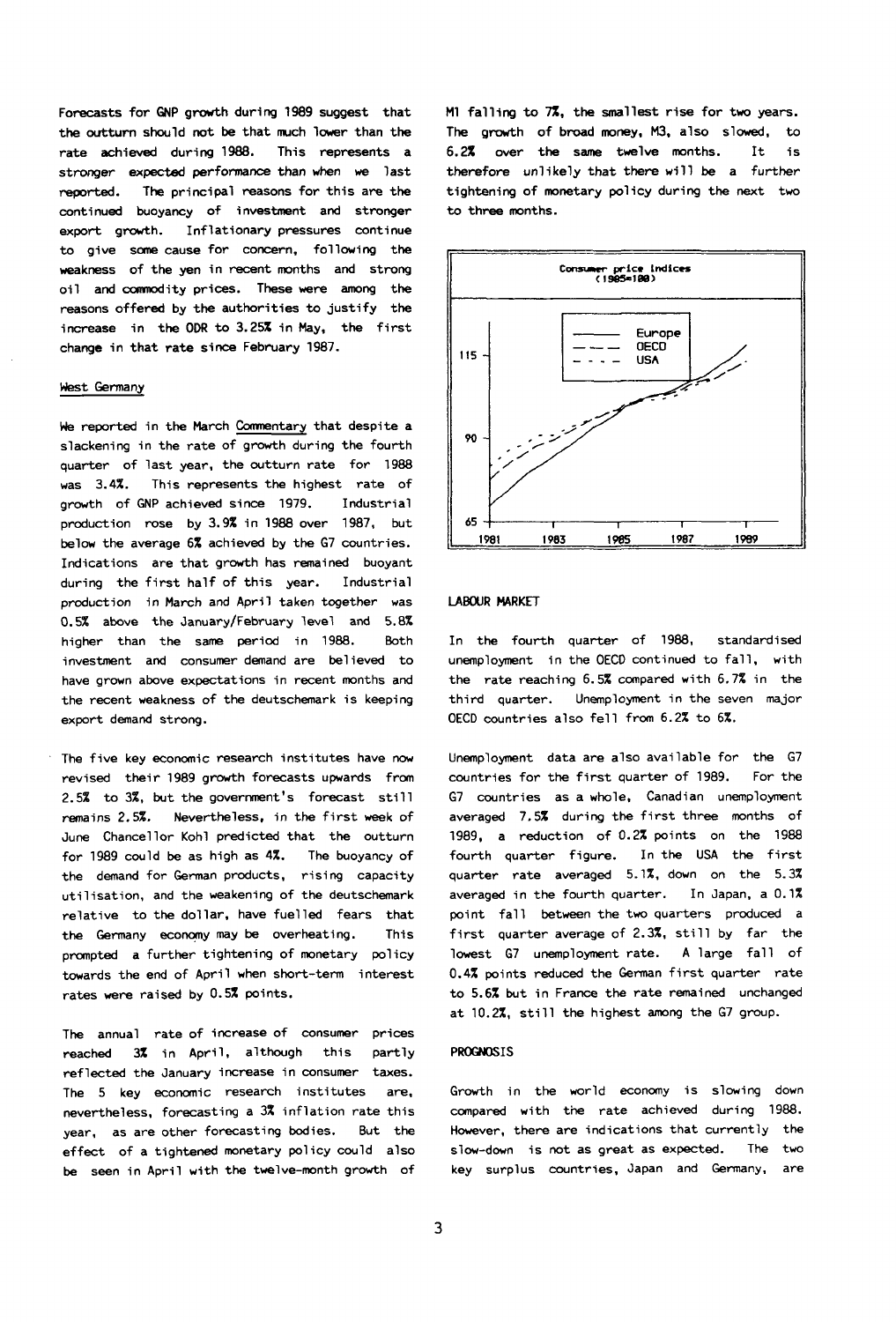Forecasts for GNP growth during 1989 suggest that the outturn should not be that much lower than the rate achieved during 1988. This represents a stronger expected performance than when we last reported. The principal reasons for this are the continued buoyancy of investment and stronger export growth. Inflationary pressures continue to give some cause for concern, following the weakness of the yen in recent months and strong oil and commodity prices. These were among the reasons offered by the authorities to justify the increase in the ODR to 3.25% in May, the first change in that rate since February 1987.

## West Germany

We reported in the March *Commentary* that despite a slackening in the rate of growth during the fourth quarter of last year, the outturn rate for 1988 was 3.4%. This represents the highest rate of growth of GNP achieved since 1979. Industrial production rose by 3.9% in 1988 over 1987, but below the average 6% achieved by the G7 countries. Indications are that growth has remained buoyant during the first half of this year. Industrial production in March and April taken together was 0.5% above the January/February level and 5.8% higher than the same period in 1988. Both investment and consumer demand are believed to have grown above expectations in recent months and the recent weakness of the deutschemark is keeping export demand strong.

The five key economic research institutes have now revised their 1989 growth forecasts upwards from 2.5% to 3%, but the government's forecast still remains 2.5%. Nevertheless, in the first week of June Chancellor Kohl predicted that the outturn for 1989 could be as high as 4%. The buoyancy of the demand for German products, rising capacity utilisation, and the weakening of the deutschemark relative to the dollar, have fuelled fears that the Germany economy may be overheating. This prompted a further tightening of monetary policy towards the end of April when short-term interest rates were raised by 0.5% points.

The annual rate of increase of consumer prices reached 3% in April, although this partly reflected the January increase in consumer taxes. The 5 key economic research institutes are, nevertheless, forecasting a 3% inflation rate this year, as are other forecasting bodies. But the effect of a tightened monetary policy could also be seen in April with the twelve-month growth of M1 falling to 7%, the smallest rise for two years. The growth of broad money, M3, also slowed, to 6.2% over the same twelve months. It is therefore unlikely that there will be a further tightening of monetary policy during the next two to three months.

**Consumer price indices (1985=100)**

## LABOUR MARKET

In the fourth quarter of 1988, standardised unemployment in the OECD continued to fall, with the rate reaching 6.5% compared with 6.7% in the third quarter. Unemployment in the seven major OECD countries also fell from 6.2% to 6%.

Unemployment data are also available for the G7 countries for the first quarter of 1989. For the G7 countries as a whole, Canadian unemployment averaged 7.5% during the first three months of 1989, a reduction of 0.2% points on the 1988 fourth quarter figure. In the USA the first quarter rate averaged 5.1%, down on the 5.3% averaged in the fourth quarter. In Japan, a 0.1% point fall between the two quarters produced a first quarter average of 2.3%, still by far the lowest G7 unemployment rate. A large fall of 0.4% points reduced the German first quarter rate to 5.6% but in France the rate remained unchanged at 10.2%, still the highest among the G7 group.

## PROGNOSIS

Growth in the world economy is slowing down compared with the rate achieved during 1988. However, there are indications that currently the slow-down is not as great as expected. The two key surplus countries, Japan and Germany, are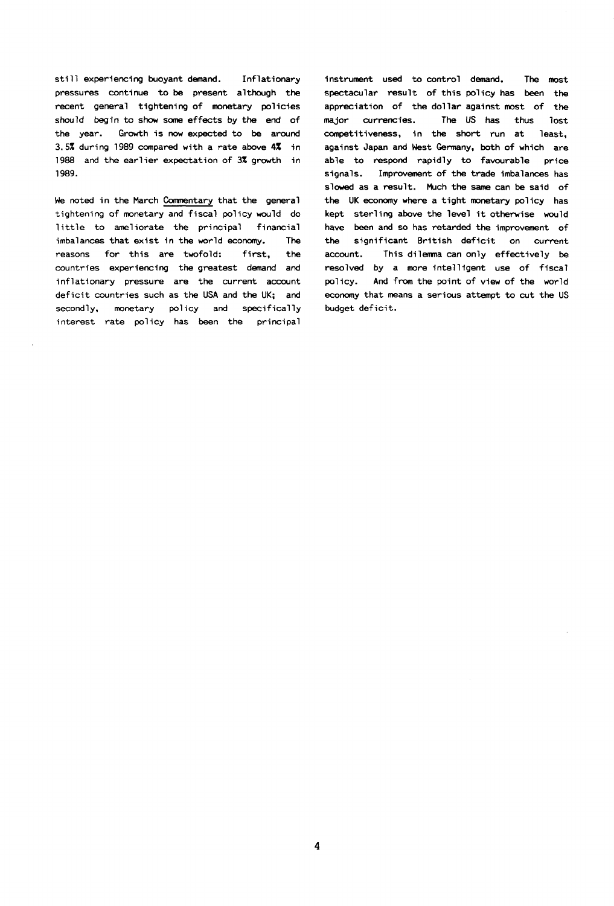still experiencing buoyant demand. Inflationary pressures continue to be present although the recent general tightening of monetary policies should begin to show some effects by the end of the year. Growth is now expected to be around 3.5% during 1989 compared with a rate above 4% in 1988 and the earlier expectation of 3% growth in 1989.

We noted in the March Commentary that the general tightening of monetary and fiscal policy would do little to ameliorate the principal financial imbalances that exist in the world economy. The reasons for this are twofold: first, the countries experiencing the greatest demand and inflationary pressure are the current account deficit countries such as the USA and the UK; and secondly, monetary policy and specifically interest rate policy has been the principal instrument used to control demand. The most spectacular result of this policy has been the appreciation of the dollar against most of the major currencies. The US has thus lost competitiveness, in the short run at least, against Japan and West Germany, both of which are able to respond rapidly to favourable price signals. Improvement of the trade imbalances has slowed as a result. Much the same can be said of the UK economy where a tight monetary policy has kept sterling above the level it otherwise would have been and so has retarded the improvement of the significant British deficit on current account. This dilemma can only effectively be resolved by a more intelligent use of fiscal policy. And from the point of view of the world economy that means a serious attempt to cut the US budget deficit.